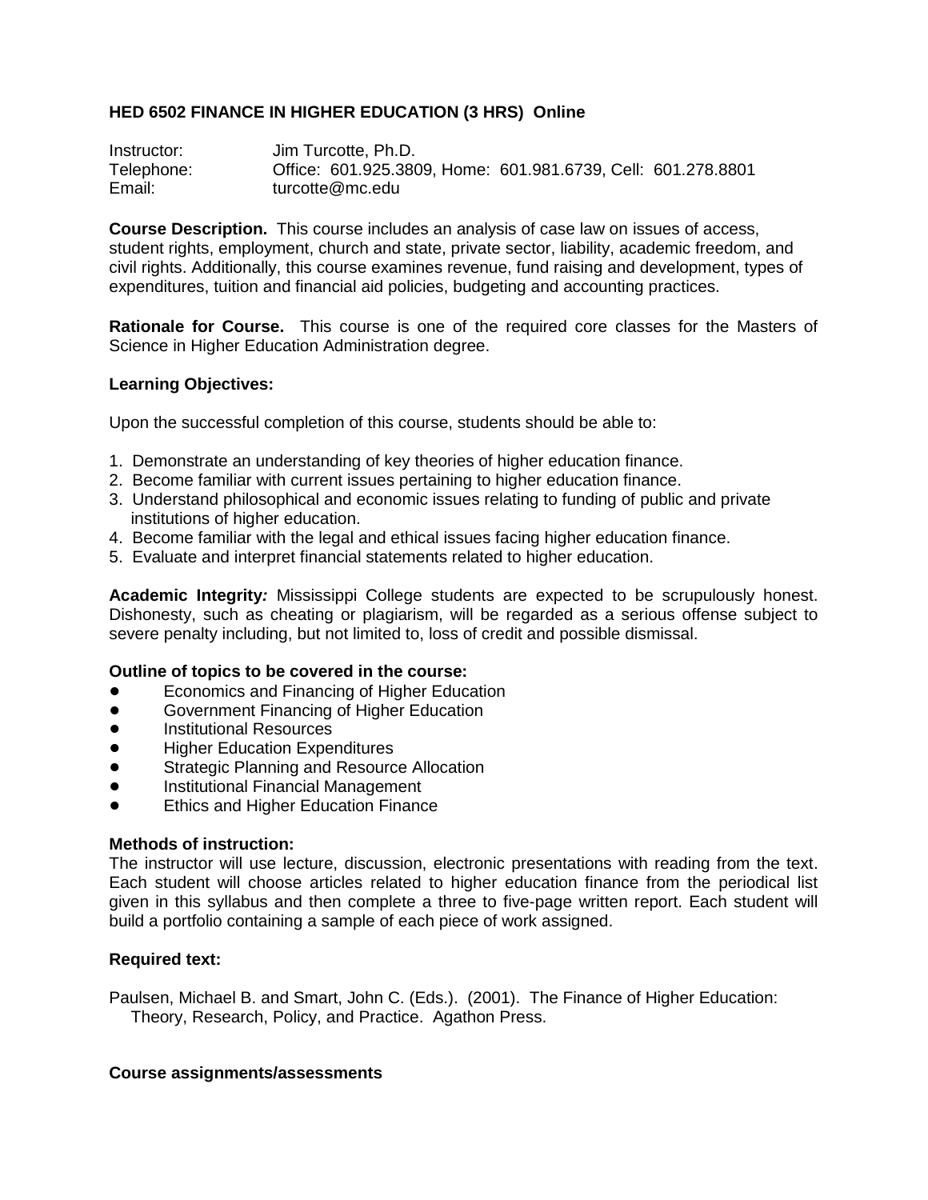# HED 6502 FINANCE IN HIGHER EDUCATION (3 HRS) Online

Instructor: Jim Turcotte, Ph.D.
Telephone: Office: 601.925.3809, Home: 601.981.6739, Cell: 601.278.8801
Email: turcotte@mc.edu

**Course Description.** This course includes an analysis of case law on issues of access, student rights, employment, church and state, private sector, liability, academic freedom, and civil rights. Additionally, this course examines revenue, fund raising and development, types of expenditures, tuition and financial aid policies, budgeting and accounting practices.

**Rationale for Course.** This course is one of the required core classes for the Masters of Science in Higher Education Administration degree.

**Learning Objectives:**

Upon the successful completion of this course, students should be able to:

1. Demonstrate an understanding of key theories of higher education finance.
2. Become familiar with current issues pertaining to higher education finance.
3. Understand philosophical and economic issues relating to funding of public and private institutions of higher education.
4. Become familiar with the legal and ethical issues facing higher education finance.
5. Evaluate and interpret financial statements related to higher education.

**Academic Integrity*:*** Mississippi College students are expected to be scrupulously honest. Dishonesty, such as cheating or plagiarism, will be regarded as a serious offense subject to severe penalty including, but not limited to, loss of credit and possible dismissal.

**Outline of topics to be covered in the course:**

- Economics and Financing of Higher Education
- Government Financing of Higher Education
- Institutional Resources
- Higher Education Expenditures
- Strategic Planning and Resource Allocation
- Institutional Financial Management
- Ethics and Higher Education Finance

**Methods of instruction:**
The instructor will use lecture, discussion, electronic presentations with reading from the text. Each student will choose articles related to higher education finance from the periodical list given in this syllabus and then complete a three to five-page written report. Each student will build a portfolio containing a sample of each piece of work assigned.

**Required text:**

Paulsen, Michael B. and Smart, John C. (Eds.). (2001). The Finance of Higher Education: Theory, Research, Policy, and Practice. Agathon Press.

**Course assignments/assessments**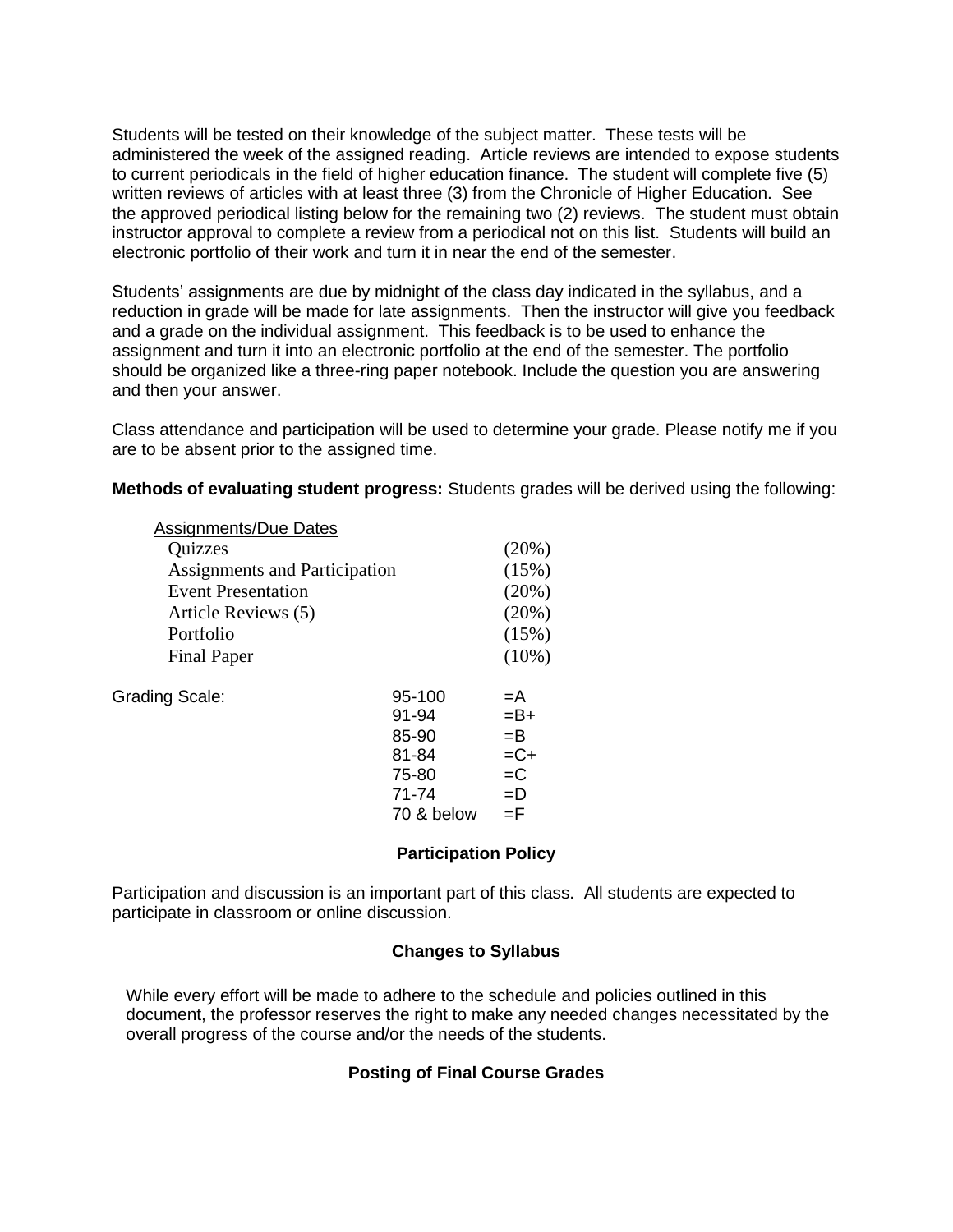Students will be tested on their knowledge of the subject matter. These tests will be administered the week of the assigned reading. Article reviews are intended to expose students to current periodicals in the field of higher education finance. The student will complete five (5) written reviews of articles with at least three (3) from the Chronicle of Higher Education. See the approved periodical listing below for the remaining two (2) reviews. The student must obtain instructor approval to complete a review from a periodical not on this list. Students will build an electronic portfolio of their work and turn it in near the end of the semester.

Students' assignments are due by midnight of the class day indicated in the syllabus, and a reduction in grade will be made for late assignments. Then the instructor will give you feedback and a grade on the individual assignment. This feedback is to be used to enhance the assignment and turn it into an electronic portfolio at the end of the semester. The portfolio should be organized like a three-ring paper notebook. Include the question you are answering and then your answer.

Class attendance and participation will be used to determine your grade. Please notify me if you are to be absent prior to the assigned time.

**Methods of evaluating student progress:** Students grades will be derived using the following:

| Assignments/Due Dates | |
|---|---|
| Quizzes | (20%) |
| Assignments and Participation | (15%) |
| Event Presentation | (20%) |
| Article Reviews (5) | (20%) |
| Portfolio | (15%) |
| Final Paper | (10%) |

| Grading Scale: | | |
|---|---|---|
| | 95-100 | =A |
| | 91-94 | =B+ |
| | 85-90 | =B |
| | 81-84 | =C+ |
| | 75-80 | =C |
| | 71-74 | =D |
| | 70 & below | =F |

### Participation Policy

Participation and discussion is an important part of this class. All students are expected to participate in classroom or online discussion.

### Changes to Syllabus

While every effort will be made to adhere to the schedule and policies outlined in this document, the professor reserves the right to make any needed changes necessitated by the overall progress of the course and/or the needs of the students.

### Posting of Final Course Grades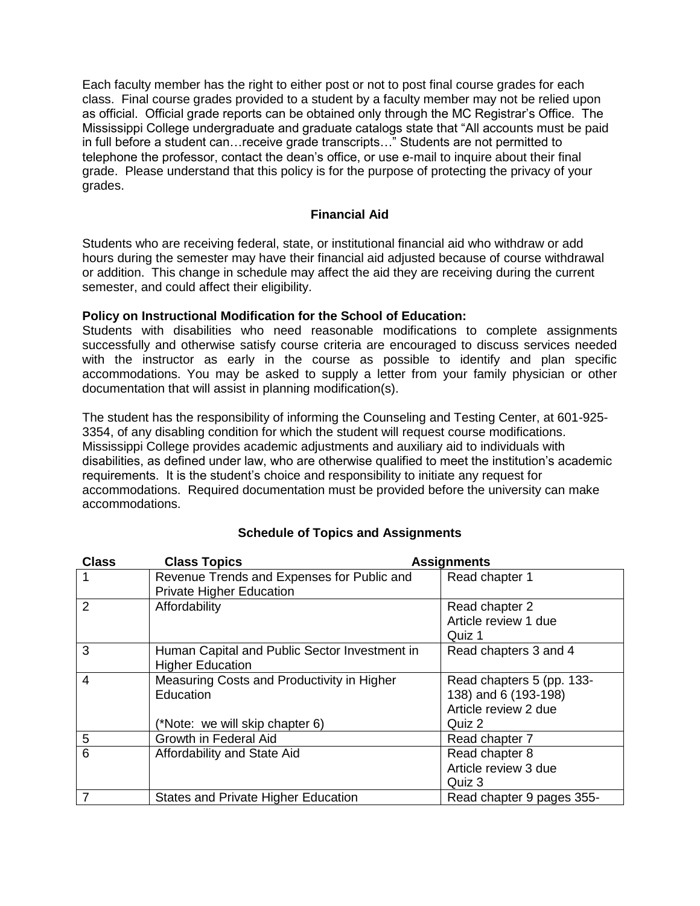Each faculty member has the right to either post or not to post final course grades for each class. Final course grades provided to a student by a faculty member may not be relied upon as official. Official grade reports can be obtained only through the MC Registrar's Office. The Mississippi College undergraduate and graduate catalogs state that "All accounts must be paid in full before a student can…receive grade transcripts…" Students are not permitted to telephone the professor, contact the dean's office, or use e-mail to inquire about their final grade. Please understand that this policy is for the purpose of protecting the privacy of your grades.

## Financial Aid

Students who are receiving federal, state, or institutional financial aid who withdraw or add hours during the semester may have their financial aid adjusted because of course withdrawal or addition. This change in schedule may affect the aid they are receiving during the current semester, and could affect their eligibility.

**Policy on Instructional Modification for the School of Education:**
Students with disabilities who need reasonable modifications to complete assignments successfully and otherwise satisfy course criteria are encouraged to discuss services needed with the instructor as early in the course as possible to identify and plan specific accommodations. You may be asked to supply a letter from your family physician or other documentation that will assist in planning modification(s).

The student has the responsibility of informing the Counseling and Testing Center, at 601-925-3354, of any disabling condition for which the student will request course modifications. Mississippi College provides academic adjustments and auxiliary aid to individuals with disabilities, as defined under law, who are otherwise qualified to meet the institution's academic requirements. It is the student's choice and responsibility to initiate any request for accommodations. Required documentation must be provided before the university can make accommodations.

## Schedule of Topics and Assignments

| Class | Class Topics | Assignments |
|---|---|---|
| 1 | Revenue Trends and Expenses for Public and Private Higher Education | Read chapter 1 |
| 2 | Affordability | Read chapter 2<br>Article review 1 due<br>Quiz 1 |
| 3 | Human Capital and Public Sector Investment in Higher Education | Read chapters 3 and 4 |
| 4 | Measuring Costs and Productivity in Higher Education<br><br>(*Note: we will skip chapter 6) | Read chapters 5 (pp. 133-138) and 6 (193-198)<br>Article review 2 due<br>Quiz 2 |
| 5 | Growth in Federal Aid | Read chapter 7 |
| 6 | Affordability and State Aid | Read chapter 8<br>Article review 3 due<br>Quiz 3 |
| 7 | States and Private Higher Education | Read chapter 9 pages 355- |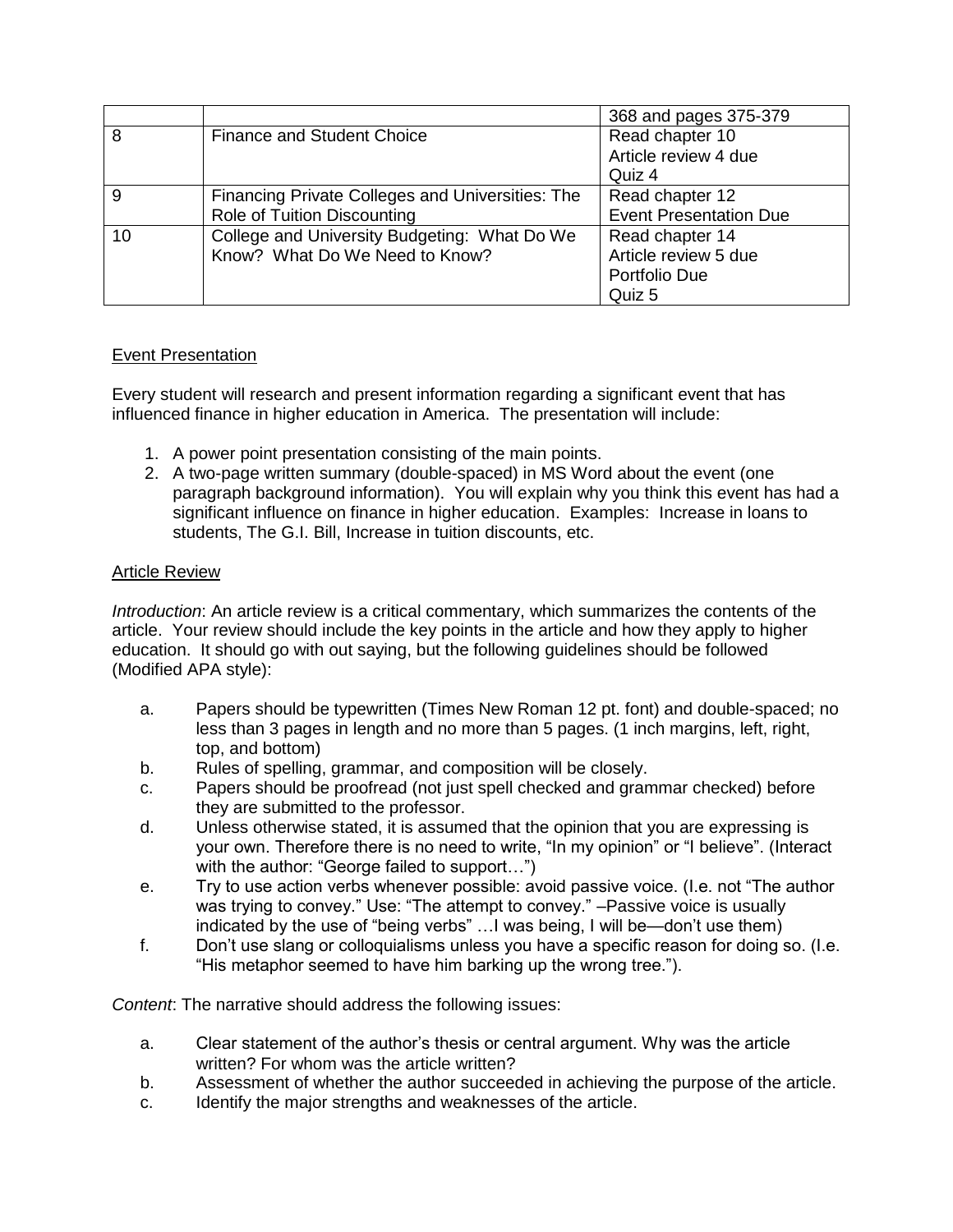| | | |
|---|---|---|
| | | 368 and pages 375-379 |
| 8 | Finance and Student Choice | Read chapter 10<br>Article review 4 due<br>Quiz 4 |
| 9 | Financing Private Colleges and Universities: The Role of Tuition Discounting | Read chapter 12<br>Event Presentation Due |
| 10 | College and University Budgeting: What Do We Know? What Do We Need to Know? | Read chapter 14<br>Article review 5 due<br>Portfolio Due<br>Quiz 5 |

<u>Event Presentation</u>

Every student will research and present information regarding a significant event that has influenced finance in higher education in America. The presentation will include:

1. A power point presentation consisting of the main points.
2. A two-page written summary (double-spaced) in MS Word about the event (one paragraph background information). You will explain why you think this event has had a significant influence on finance in higher education. Examples: Increase in loans to students, The G.I. Bill, Increase in tuition discounts, etc.

<u>Article Review</u>

*Introduction*: An article review is a critical commentary, which summarizes the contents of the article. Your review should include the key points in the article and how they apply to higher education. It should go with out saying, but the following guidelines should be followed (Modified APA style):

a. Papers should be typewritten (Times New Roman 12 pt. font) and double-spaced; no less than 3 pages in length and no more than 5 pages. (1 inch margins, left, right, top, and bottom)
b. Rules of spelling, grammar, and composition will be closely.
c. Papers should be proofread (not just spell checked and grammar checked) before they are submitted to the professor.
d. Unless otherwise stated, it is assumed that the opinion that you are expressing is your own. Therefore there is no need to write, "In my opinion" or "I believe". (Interact with the author: "George failed to support…")
e. Try to use action verbs whenever possible: avoid passive voice. (I.e. not "The author was trying to convey." Use: "The attempt to convey." –Passive voice is usually indicated by the use of "being verbs" …I was being, I will be—don't use them)
f. Don't use slang or colloquialisms unless you have a specific reason for doing so. (I.e. "His metaphor seemed to have him barking up the wrong tree.").

*Content*: The narrative should address the following issues:

a. Clear statement of the author's thesis or central argument. Why was the article written? For whom was the article written?
b. Assessment of whether the author succeeded in achieving the purpose of the article.
c. Identify the major strengths and weaknesses of the article.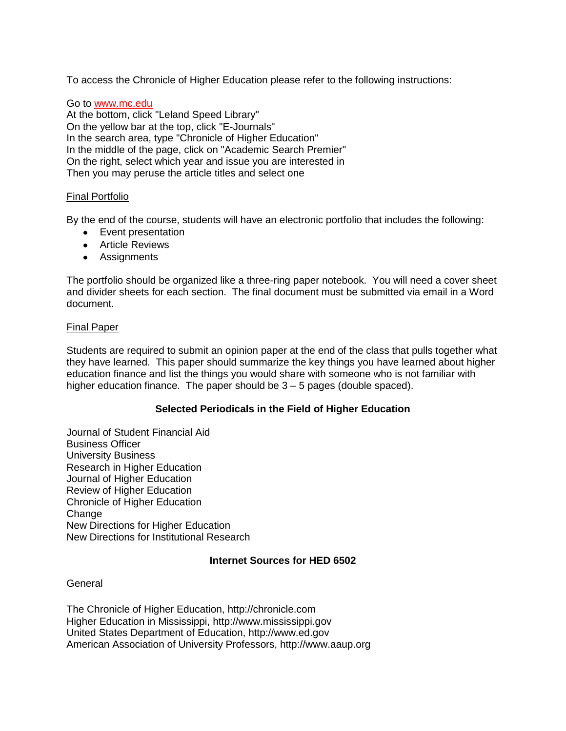To access the Chronicle of Higher Education please refer to the following instructions:

Go to [www.mc.edu](http://www.mc.edu)
At the bottom, click "Leland Speed Library"
On the yellow bar at the top, click "E-Journals"
In the search area, type "Chronicle of Higher Education"
In the middle of the page, click on "Academic Search Premier"
On the right, select which year and issue you are interested in
Then you may peruse the article titles and select one

<u>Final Portfolio</u>

By the end of the course, students will have an electronic portfolio that includes the following:

- Event presentation
- Article Reviews
- Assignments

The portfolio should be organized like a three-ring paper notebook. You will need a cover sheet and divider sheets for each section. The final document must be submitted via email in a Word document.

<u>Final Paper</u>

Students are required to submit an opinion paper at the end of the class that pulls together what they have learned. This paper should summarize the key things you have learned about higher education finance and list the things you would share with someone who is not familiar with higher education finance. The paper should be 3 – 5 pages (double spaced).

**Selected Periodicals in the Field of Higher Education**

Journal of Student Financial Aid
Business Officer
University Business
Research in Higher Education
Journal of Higher Education
Review of Higher Education
Chronicle of Higher Education
Change
New Directions for Higher Education
New Directions for Institutional Research

**Internet Sources for HED 6502**

General

The Chronicle of Higher Education, http://chronicle.com
Higher Education in Mississippi, http://www.mississippi.gov
United States Department of Education, http://www.ed.gov
American Association of University Professors, http://www.aaup.org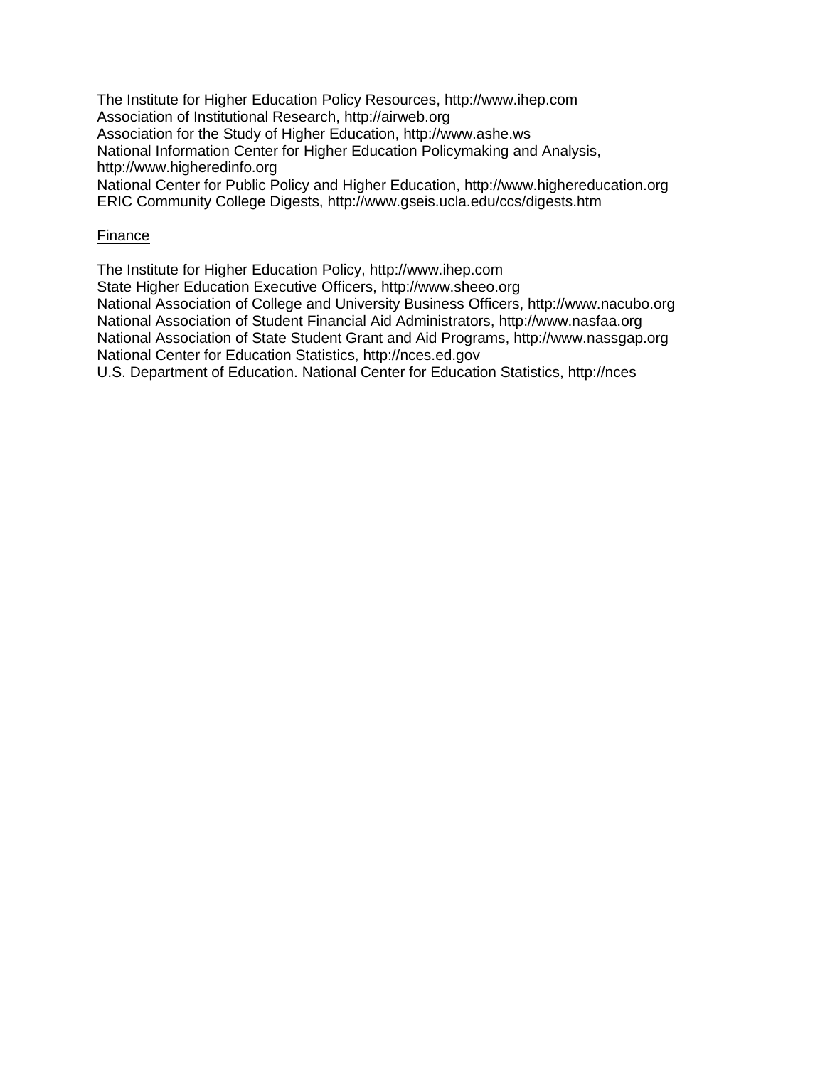The Institute for Higher Education Policy Resources, http://www.ihep.com
Association of Institutional Research, http://airweb.org
Association for the Study of Higher Education, http://www.ashe.ws
National Information Center for Higher Education Policymaking and Analysis, http://www.higheredinfo.org
National Center for Public Policy and Higher Education, http://www.highereducation.org
ERIC Community College Digests, http://www.gseis.ucla.edu/ccs/digests.htm

<u>Finance</u>

The Institute for Higher Education Policy, http://www.ihep.com
State Higher Education Executive Officers, http://www.sheeo.org
National Association of College and University Business Officers, http://www.nacubo.org
National Association of Student Financial Aid Administrators, http://www.nasfaa.org
National Association of State Student Grant and Aid Programs, http://www.nassgap.org
National Center for Education Statistics, http://nces.ed.gov
U.S. Department of Education. National Center for Education Statistics, http://nces